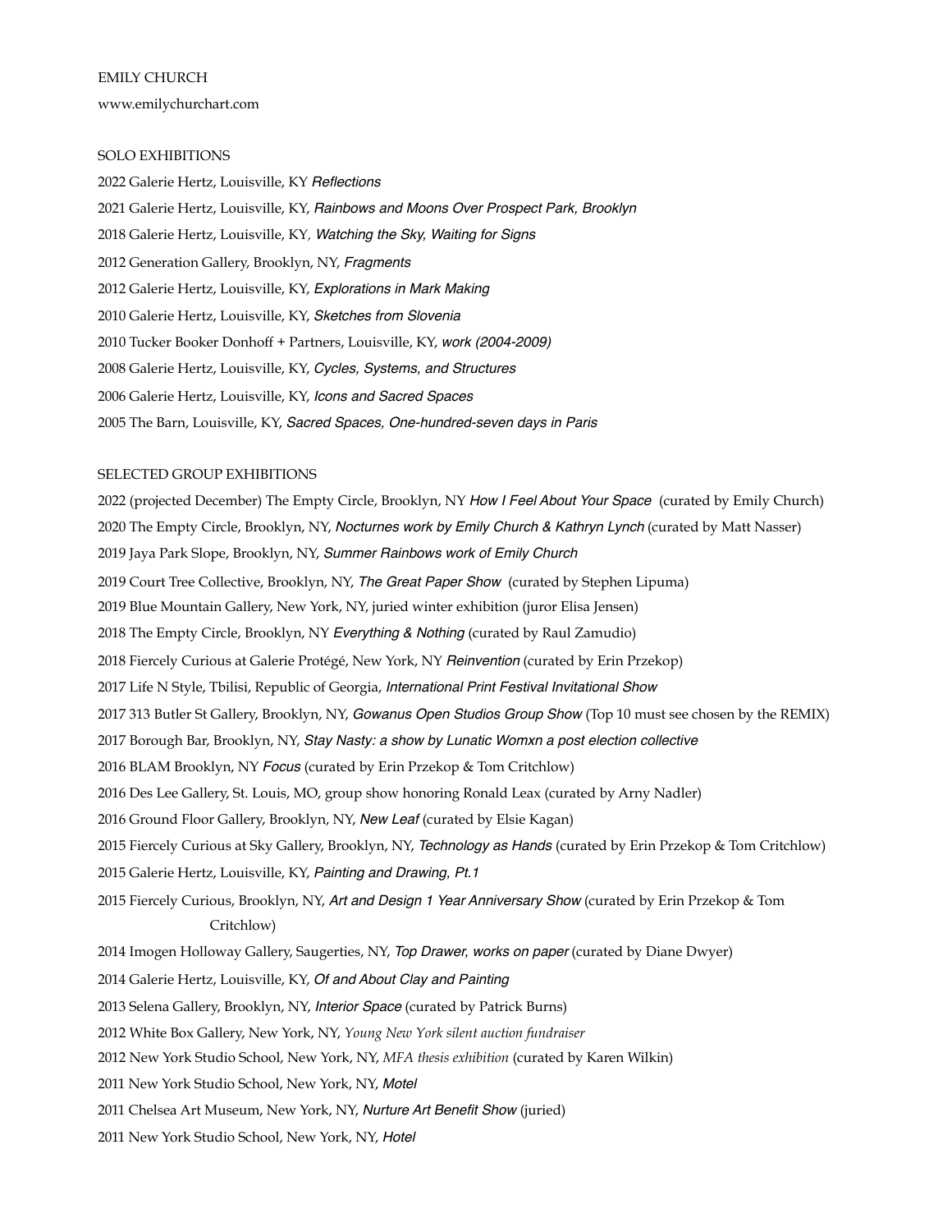EMILY CHURCH

www.emilychurchart.com

## SOLO EXHIBITIONS

2022 Galerie Hertz, Louisville, KY *Reflections*

2021 Galerie Hertz, Louisville, KY, *Rainbows and Moons Over Prospect Park, Brooklyn*

2018 Galerie Hertz, Louisville, KY, *Watching the Sky, Waiting for Signs*

2012 Generation Gallery, Brooklyn, NY, *Fragments*

2012 Galerie Hertz, Louisville, KY, *Explorations in Mark Making*

2010 Galerie Hertz, Louisville, KY, *Sketches from Slovenia*

2010 Tucker Booker Donhoff + Partners, Louisville, KY, *work (2004-2009)*

2008 Galerie Hertz, Louisville, KY, *Cycles, Systems, and Structures*

2006 Galerie Hertz, Louisville, KY, *Icons and Sacred Spaces*

2005 The Barn, Louisville, KY, *Sacred Spaces, One-hundred-seven days in Paris*

## SELECTED GROUP EXHIBITIONS

2022 (projected December) The Empty Circle, Brooklyn, NY *How I Feel About Your Space* (curated by Emily Church)

2020 The Empty Circle, Brooklyn, NY, *Nocturnes work by Emily Church & Kathryn Lynch* (curated by Matt Nasser)

2019 Jaya Park Slope, Brooklyn, NY, *Summer Rainbows work of Emily Church*

2019 Court Tree Collective, Brooklyn, NY, *The Great Paper Show* (curated by Stephen Lipuma)

2019 Blue Mountain Gallery, New York, NY, juried winter exhibition (juror Elisa Jensen)

2018 The Empty Circle, Brooklyn, NY *Everything & Nothing* (curated by Raul Zamudio)

2018 Fiercely Curious at Galerie Protégé, New York, NY *Reinvention* (curated by Erin Przekop)

2017 Life N Style, Tbilisi, Republic of Georgia, *International Print Festival Invitational Show*

2017 313 Butler St Gallery, Brooklyn, NY, *Gowanus Open Studios Group Show* (Top 10 must see chosen by the REMIX)

2017 Borough Bar, Brooklyn, NY, *Stay Nasty: a show by Lunatic Womxn a post election collective*

2016 BLAM Brooklyn, NY *Focus* (curated by Erin Przekop & Tom Critchlow)

2016 Des Lee Gallery, St. Louis, MO, group show honoring Ronald Leax (curated by Arny Nadler)

2016 Ground Floor Gallery, Brooklyn, NY, *New Leaf* (curated by Elsie Kagan)

2015 Fiercely Curious at Sky Gallery, Brooklyn, NY, *Technology as Hands* (curated by Erin Przekop & Tom Critchlow)

2015 Galerie Hertz, Louisville, KY, *Painting and Drawing, Pt.1*

2015 Fiercely Curious, Brooklyn, NY, *Art and Design 1 Year Anniversary Show* (curated by Erin Przekop & Tom Critchlow)

2014 Imogen Holloway Gallery, Saugerties, NY, *Top Drawer, works on paper* (curated by Diane Dwyer)

2014 Galerie Hertz, Louisville, KY, *Of and About Clay and Painting*

2013 Selena Gallery, Brooklyn, NY, *Interior Space* (curated by Patrick Burns)

2012 White Box Gallery, New York, NY, *Young New York silent auction fundraiser*

2012 New York Studio School, New York, NY, *MFA thesis exhibition* (curated by Karen Wilkin)

2011 New York Studio School, New York, NY, *Motel*

2011 Chelsea Art Museum, New York, NY, *Nurture Art Benefit Show* (juried)

2011 New York Studio School, New York, NY, *Hotel*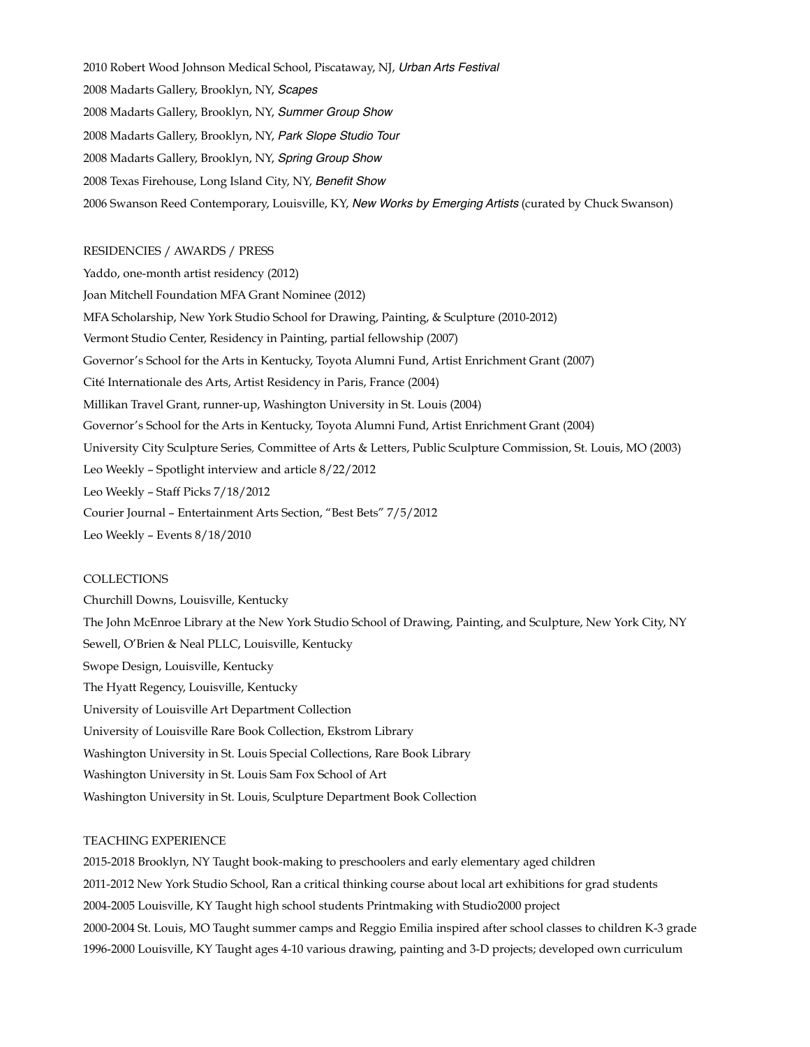2010 Robert Wood Johnson Medical School, Piscataway, NJ, *Urban Arts Festival*

2008 Madarts Gallery, Brooklyn, NY, *Scapes*

2008 Madarts Gallery, Brooklyn, NY, *Summer Group Show*

2008 Madarts Gallery, Brooklyn, NY, *Park Slope Studio Tour*

2008 Madarts Gallery, Brooklyn, NY, *Spring Group Show*

2008 Texas Firehouse, Long Island City, NY, *Benefit Show*

2006 Swanson Reed Contemporary, Louisville, KY, *New Works by Emerging Artists* (curated by Chuck Swanson)

## RESIDENCIES / AWARDS / PRESS

Yaddo, one-month artist residency (2012)

Joan Mitchell Foundation MFA Grant Nominee (2012)

MFA Scholarship, New York Studio School for Drawing, Painting, & Sculpture (2010-2012)

Vermont Studio Center, Residency in Painting, partial fellowship (2007)

Governor's School for the Arts in Kentucky, Toyota Alumni Fund, Artist Enrichment Grant (2007)

Cité Internationale des Arts, Artist Residency in Paris, France (2004)

Millikan Travel Grant, runner-up, Washington University in St. Louis (2004)

Governor's School for the Arts in Kentucky, Toyota Alumni Fund, Artist Enrichment Grant (2004)

University City Sculpture Series, Committee of Arts & Letters, Public Sculpture Commission, St. Louis, MO (2003)

Leo Weekly – Spotlight interview and article 8/22/2012

Leo Weekly – Staff Picks 7/18/2012

Courier Journal – Entertainment Arts Section, "Best Bets" 7/5/2012

Leo Weekly – Events 8/18/2010

## COLLECTIONS

Churchill Downs, Louisville, Kentucky

The John McEnroe Library at the New York Studio School of Drawing, Painting, and Sculpture, New York City, NY

Sewell, O'Brien & Neal PLLC, Louisville, Kentucky

Swope Design, Louisville, Kentucky

The Hyatt Regency, Louisville, Kentucky

University of Louisville Art Department Collection

University of Louisville Rare Book Collection, Ekstrom Library

Washington University in St. Louis Special Collections, Rare Book Library

Washington University in St. Louis Sam Fox School of Art

Washington University in St. Louis, Sculpture Department Book Collection

## TEACHING EXPERIENCE

2015-2018 Brooklyn, NY Taught book-making to preschoolers and early elementary aged children

2011-2012 New York Studio School, Ran a critical thinking course about local art exhibitions for grad students

2004-2005 Louisville, KY Taught high school students Printmaking with Studio2000 project

2000-2004 St. Louis, MO Taught summer camps and Reggio Emilia inspired after school classes to children K-3 grade

1996-2000 Louisville, KY Taught ages 4-10 various drawing, painting and 3-D projects; developed own curriculum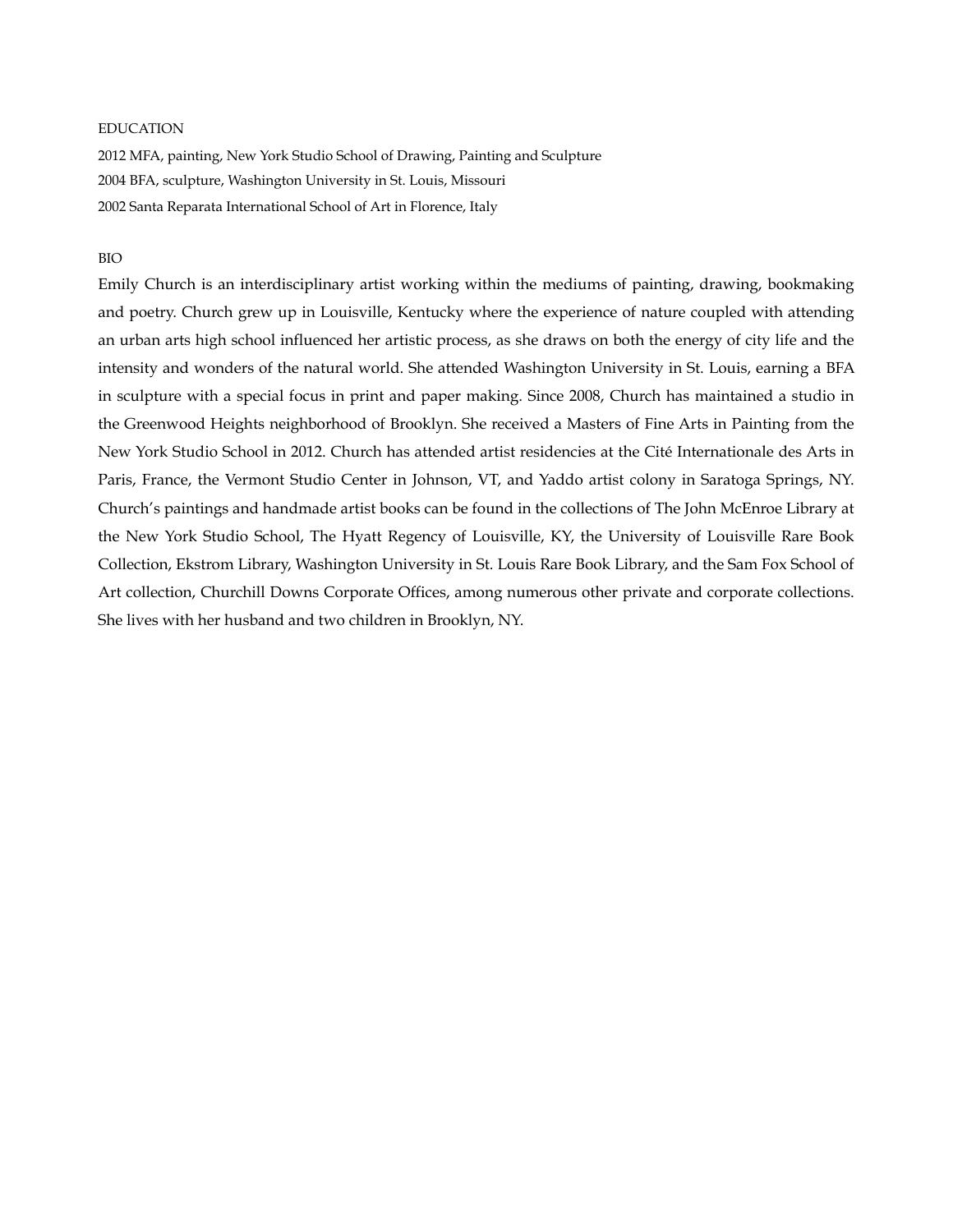## EDUCATION

2012 MFA, painting, New York Studio School of Drawing, Painting and Sculpture

2004 BFA, sculpture, Washington University in St. Louis, Missouri

2002 Santa Reparata International School of Art in Florence, Italy

## BIO

Emily Church is an interdisciplinary artist working within the mediums of painting, drawing, bookmaking and poetry. Church grew up in Louisville, Kentucky where the experience of nature coupled with attending an urban arts high school influenced her artistic process, as she draws on both the energy of city life and the intensity and wonders of the natural world. She attended Washington University in St. Louis, earning a BFA in sculpture with a special focus in print and paper making. Since 2008, Church has maintained a studio in the Greenwood Heights neighborhood of Brooklyn. She received a Masters of Fine Arts in Painting from the New York Studio School in 2012. Church has attended artist residencies at the Cité Internationale des Arts in Paris, France, the Vermont Studio Center in Johnson, VT, and Yaddo artist colony in Saratoga Springs, NY. Church's paintings and handmade artist books can be found in the collections of The John McEnroe Library at the New York Studio School, The Hyatt Regency of Louisville, KY, the University of Louisville Rare Book Collection, Ekstrom Library, Washington University in St. Louis Rare Book Library, and the Sam Fox School of Art collection, Churchill Downs Corporate Offices, among numerous other private and corporate collections. She lives with her husband and two children in Brooklyn, NY.